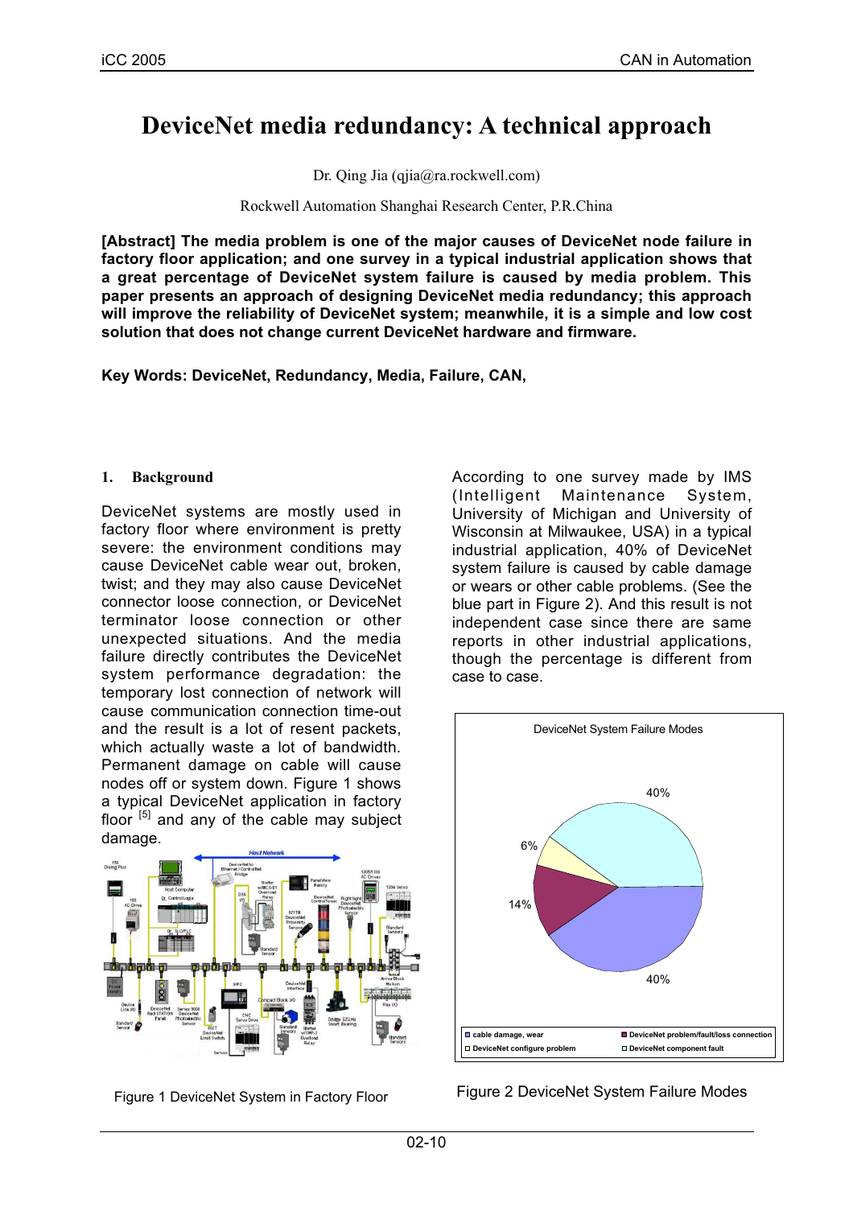# DeviceNet media redundancy: A technical approach

Dr. Qing Jia (qjia@ra.rockwell.com)

Rockwell Automation Shanghai Research Center, P.R.China

**[Abstract] The media problem is one of the major causes of DeviceNet node failure in factory floor application; and one survey in a typical industrial application shows that a great percentage of DeviceNet system failure is caused by media problem. This paper presents an approach of designing DeviceNet media redundancy; this approach will improve the reliability of DeviceNet system; meanwhile, it is a simple and low cost solution that does not change current DeviceNet hardware and firmware.**

**Key Words: DeviceNet, Redundancy, Media, Failure, CAN,**

## 1. Background

DeviceNet systems are mostly used in factory floor where environment is pretty severe: the environment conditions may cause DeviceNet cable wear out, broken, twist; and they may also cause DeviceNet connector loose connection, or DeviceNet terminator loose connection or other unexpected situations. And the media failure directly contributes the DeviceNet system performance degradation: the temporary lost connection of network will cause communication connection time-out and the result is a lot of resent packets, which actually waste a lot of bandwidth. Permanent damage on cable will cause nodes off or system down. Figure 1 shows a typical DeviceNet application in factory floor [5] and any of the cable may subject damage.

Figure 1 DeviceNet System in Factory Floor

According to one survey made by IMS (Intelligent Maintenance System, University of Michigan and University of Wisconsin at Milwaukee, USA) in a typical industrial application, 40% of DeviceNet system failure is caused by cable damage or wears or other cable problems. (See the blue part in Figure 2). And this result is not independent case since there are same reports in other industrial applications, though the percentage is different from case to case.

Figure 2 DeviceNet System Failure Modes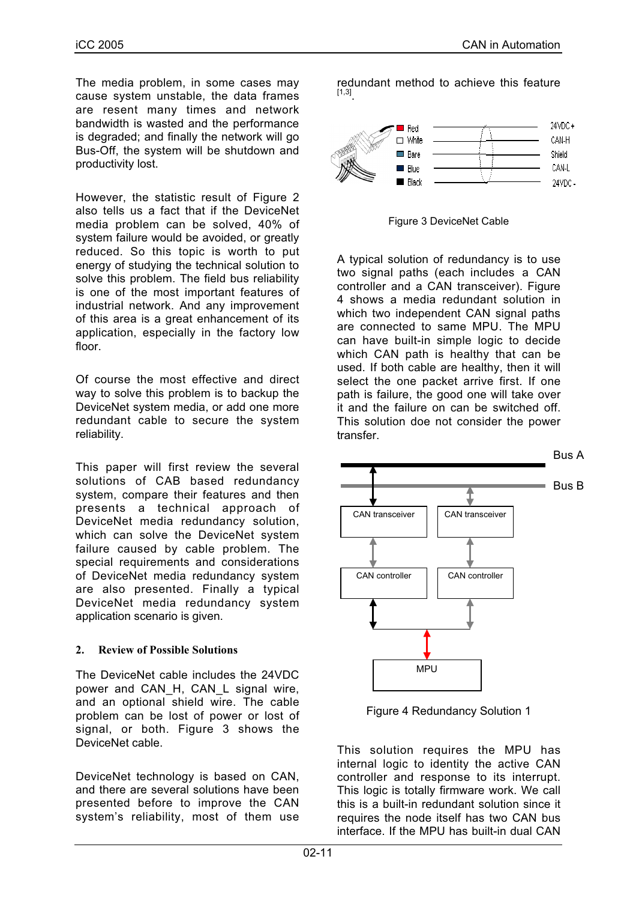The media problem, in some cases may cause system unstable, the data frames are resent many times and network bandwidth is wasted and the performance is degraded; and finally the network will go Bus-Off, the system will be shutdown and productivity lost.

However, the statistic result of Figure 2 also tells us a fact that if the DeviceNet media problem can be solved, 40% of system failure would be avoided, or greatly reduced. So this topic is worth to put energy of studying the technical solution to solve this problem. The field bus reliability is one of the most important features of industrial network. And any improvement of this area is a great enhancement of its application, especially in the factory low floor.

Of course the most effective and direct way to solve this problem is to backup the DeviceNet system media, or add one more redundant cable to secure the system reliability.

This paper will first review the several solutions of CAB based redundancy system, compare their features and then presents a technical approach of DeviceNet media redundancy solution, which can solve the DeviceNet system failure caused by cable problem. The special requirements and considerations of DeviceNet media redundancy system are also presented. Finally a typical DeviceNet media redundancy system application scenario is given.

## 2. Review of Possible Solutions

The DeviceNet cable includes the 24VDC power and CAN_H, CAN_L signal wire, and an optional shield wire. The cable problem can be lost of power or lost of signal, or both. Figure 3 shows the DeviceNet cable.

DeviceNet technology is based on CAN, and there are several solutions have been presented before to improve the CAN system's reliability, most of them use redundant method to achieve this feature [1,3].

Figure 3 DeviceNet Cable

A typical solution of redundancy is to use two signal paths (each includes a CAN controller and a CAN transceiver). Figure 4 shows a media redundant solution in which two independent CAN signal paths are connected to same MPU. The MPU can have built-in simple logic to decide which CAN path is healthy that can be used. If both cable are healthy, then it will select the one packet arrive first. If one path is failure, the good one will take over it and the failure on can be switched off. This solution doe not consider the power transfer.

Figure 4 Redundancy Solution 1

This solution requires the MPU has internal logic to identity the active CAN controller and response to its interrupt. This logic is totally firmware work. We call this is a built-in redundant solution since it requires the node itself has two CAN bus interface. If the MPU has built-in dual CAN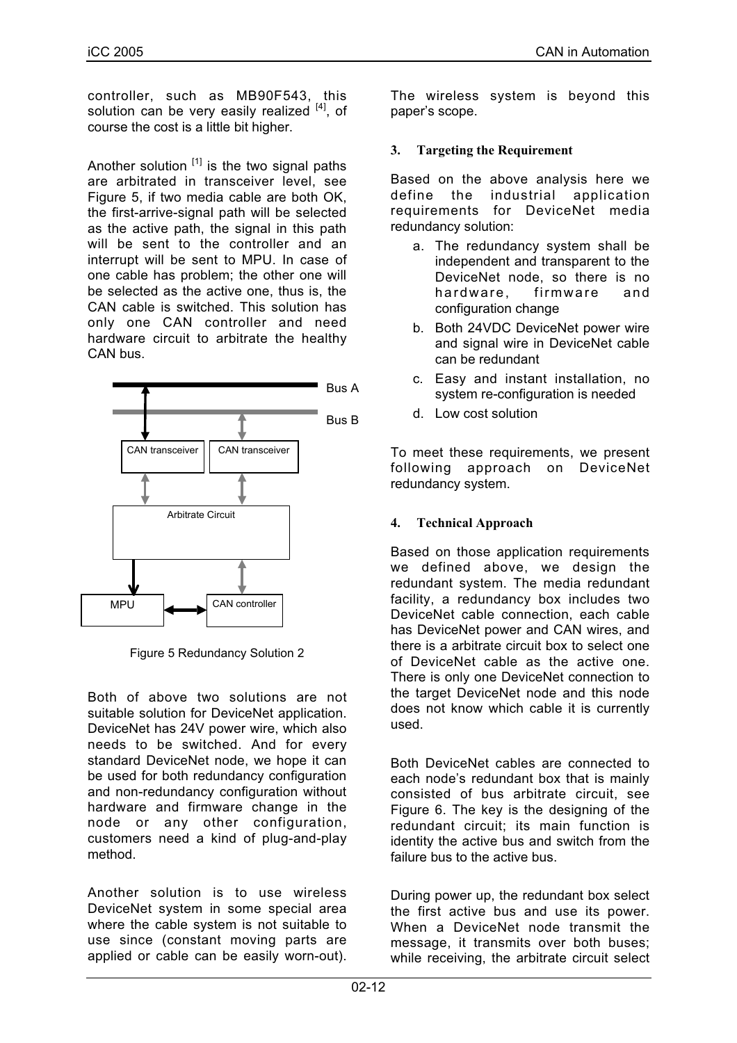controller, such as MB90F543, this solution can be very easily realized [4], of course the cost is a little bit higher.

Another solution [1] is the two signal paths are arbitrated in transceiver level, see Figure 5, if two media cable are both OK, the first-arrive-signal path will be selected as the active path, the signal in this path will be sent to the controller and an interrupt will be sent to MPU. In case of one cable has problem; the other one will be selected as the active one, thus is, the CAN cable is switched. This solution has only one CAN controller and need hardware circuit to arbitrate the healthy CAN bus.

Figure 5 Redundancy Solution 2

Both of above two solutions are not suitable solution for DeviceNet application. DeviceNet has 24V power wire, which also needs to be switched. And for every standard DeviceNet node, we hope it can be used for both redundancy configuration and non-redundancy configuration without hardware and firmware change in the node or any other configuration, customers need a kind of plug-and-play method.

Another solution is to use wireless DeviceNet system in some special area where the cable system is not suitable to use since (constant moving parts are applied or cable can be easily worn-out). The wireless system is beyond this paper's scope.

## 3. Targeting the Requirement

Based on the above analysis here we define the industrial application requirements for DeviceNet media redundancy solution:

a. The redundancy system shall be independent and transparent to the DeviceNet node, so there is no hardware, firmware and configuration change
b. Both 24VDC DeviceNet power wire and signal wire in DeviceNet cable can be redundant
c. Easy and instant installation, no system re-configuration is needed
d. Low cost solution

To meet these requirements, we present following approach on DeviceNet redundancy system.

## 4. Technical Approach

Based on those application requirements we defined above, we design the redundant system. The media redundant facility, a redundancy box includes two DeviceNet cable connection, each cable has DeviceNet power and CAN wires, and there is a arbitrate circuit box to select one of DeviceNet cable as the active one. There is only one DeviceNet connection to the target DeviceNet node and this node does not know which cable it is currently used.

Both DeviceNet cables are connected to each node's redundant box that is mainly consisted of bus arbitrate circuit, see Figure 6. The key is the designing of the redundant circuit; its main function is identity the active bus and switch from the failure bus to the active bus.

During power up, the redundant box select the first active bus and use its power. When a DeviceNet node transmit the message, it transmits over both buses; while receiving, the arbitrate circuit select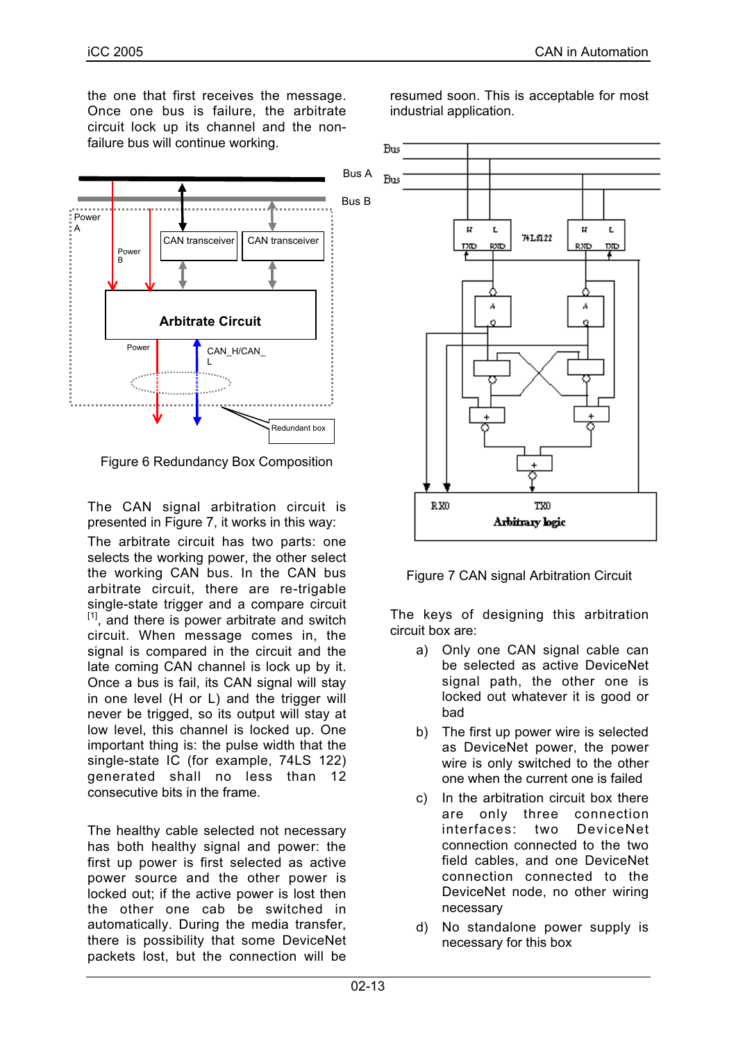the one that first receives the message. Once one bus is failure, the arbitrate circuit lock up its channel and the non-failure bus will continue working.

Figure 6 Redundancy Box Composition

The CAN signal arbitration circuit is presented in Figure 7, it works in this way:

The arbitrate circuit has two parts: one selects the working power, the other select the working CAN bus. In the CAN bus arbitrate circuit, there are re-trigable single-state trigger and a compare circuit [1], and there is power arbitrate and switch circuit. When message comes in, the signal is compared in the circuit and the late coming CAN channel is lock up by it. Once a bus is fail, its CAN signal will stay in one level (H or L) and the trigger will never be trigged, so its output will stay at low level, this channel is locked up. One important thing is: the pulse width that the single-state IC (for example, 74LS 122) generated shall no less than 12 consecutive bits in the frame.

The healthy cable selected not necessary has both healthy signal and power: the first up power is first selected as active power source and the other power is locked out; if the active power is lost then the other one cab be switched in automatically. During the media transfer, there is possibility that some DeviceNet packets lost, but the connection will be resumed soon. This is acceptable for most industrial application.

Figure 7 CAN signal Arbitration Circuit

The keys of designing this arbitration circuit box are:

a) Only one CAN signal cable can be selected as active DeviceNet signal path, the other one is locked out whatever it is good or bad
b) The first up power wire is selected as DeviceNet power, the power wire is only switched to the other one when the current one is failed
c) In the arbitration circuit box there are only three connection interfaces: two DeviceNet connection connected to the two field cables, and one DeviceNet connection connected to the DeviceNet node, no other wiring necessary
d) No standalone power supply is necessary for this box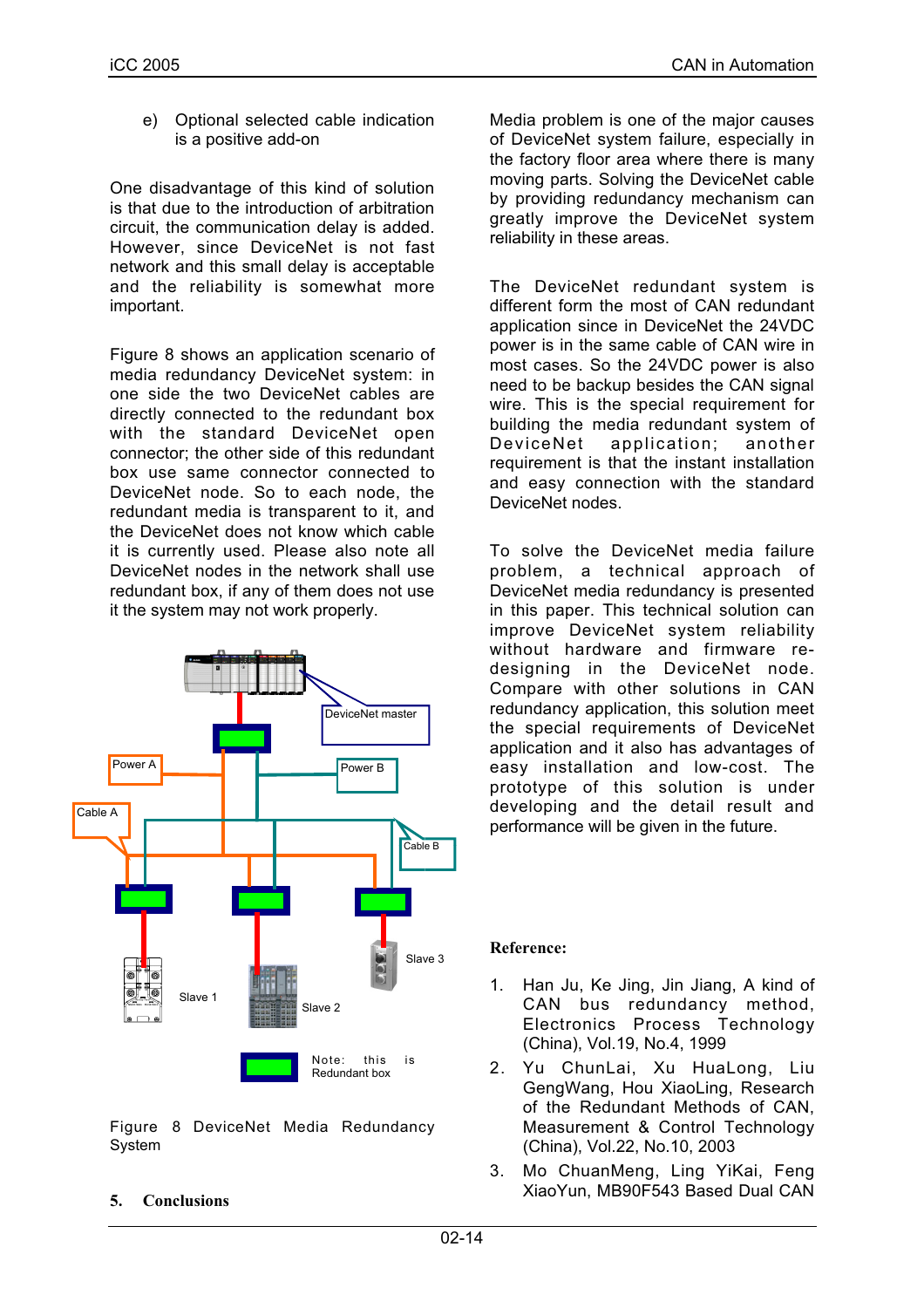e) Optional selected cable indication is a positive add-on

One disadvantage of this kind of solution is that due to the introduction of arbitration circuit, the communication delay is added. However, since DeviceNet is not fast network and this small delay is acceptable and the reliability is somewhat more important.

Figure 8 shows an application scenario of media redundancy DeviceNet system: in one side the two DeviceNet cables are directly connected to the redundant box with the standard DeviceNet open connector; the other side of this redundant box use same connector connected to DeviceNet node. So to each node, the redundant media is transparent to it, and the DeviceNet does not know which cable it is currently used. Please also note all DeviceNet nodes in the network shall use redundant box, if any of them does not use it the system may not work properly.

DeviceNet master

Power A

Power B

Cable A

Cable B

Slave 1

Slave 2

Slave 3

Note: this is Redundant box

Figure 8 DeviceNet Media Redundancy System

## 5. Conclusions

Media problem is one of the major causes of DeviceNet system failure, especially in the factory floor area where there is many moving parts. Solving the DeviceNet cable by providing redundancy mechanism can greatly improve the DeviceNet system reliability in these areas.

The DeviceNet redundant system is different form the most of CAN redundant application since in DeviceNet the 24VDC power is in the same cable of CAN wire in most cases. So the 24VDC power is also need to be backup besides the CAN signal wire. This is the special requirement for building the media redundant system of DeviceNet application; another requirement is that the instant installation and easy connection with the standard DeviceNet nodes.

To solve the DeviceNet media failure problem, a technical approach of DeviceNet media redundancy is presented in this paper. This technical solution can improve DeviceNet system reliability without hardware and firmware re-designing in the DeviceNet node. Compare with other solutions in CAN redundancy application, this solution meet the special requirements of DeviceNet application and it also has advantages of easy installation and low-cost. The prototype of this solution is under developing and the detail result and performance will be given in the future.

**Reference:**

1. Han Ju, Ke Jing, Jin Jiang, A kind of CAN bus redundancy method, Electronics Process Technology (China), Vol.19, No.4, 1999
2. Yu ChunLai, Xu HuaLong, Liu GengWang, Hou XiaoLing, Research of the Redundant Methods of CAN, Measurement & Control Technology (China), Vol.22, No.10, 2003
3. Mo ChuanMeng, Ling YiKai, Feng XiaoYun, MB90F543 Based Dual CAN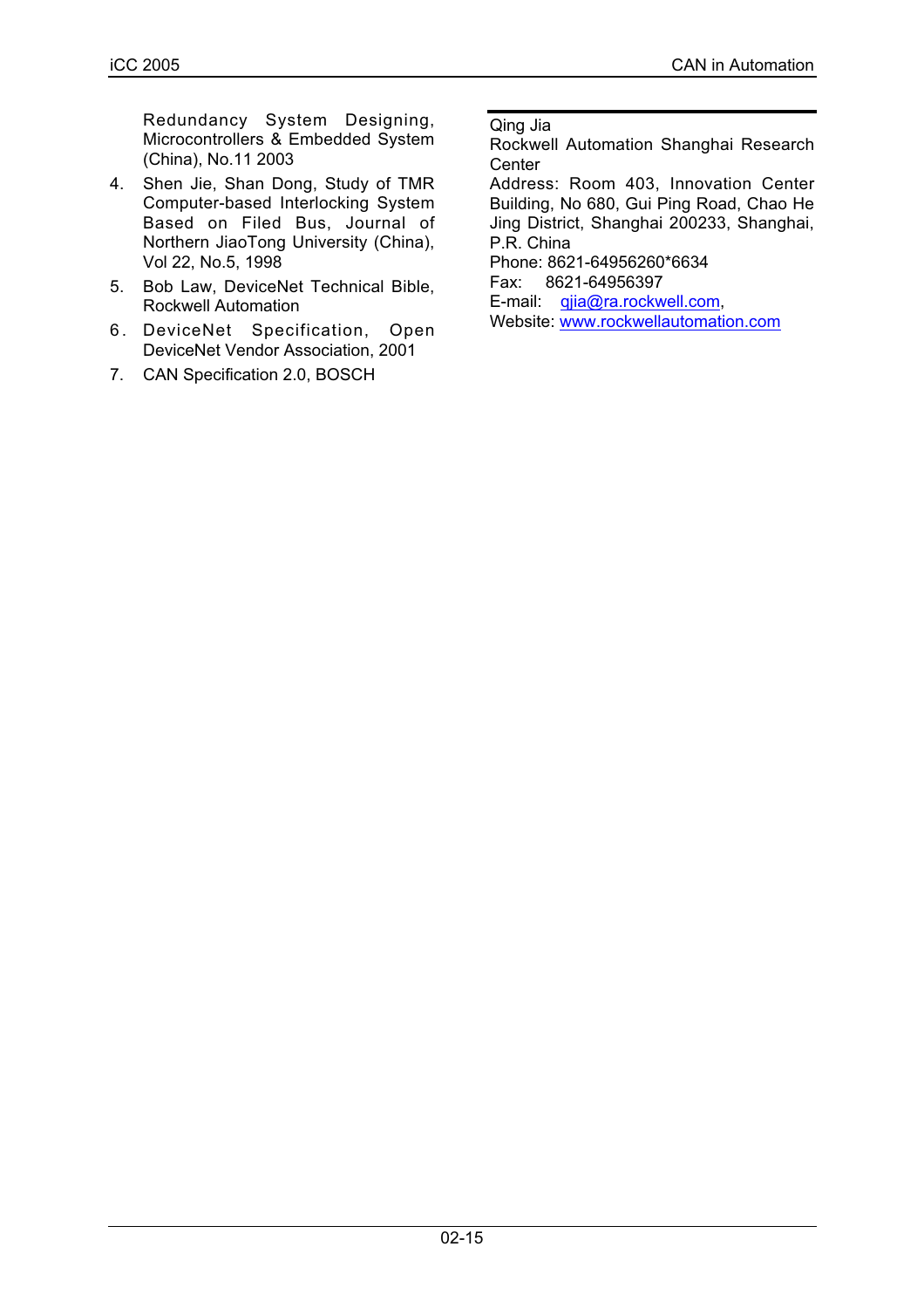Redundancy System Designing, Microcontrollers & Embedded System (China), No.11 2003

4. Shen Jie, Shan Dong, Study of TMR Computer-based Interlocking System Based on Filed Bus, Journal of Northern JiaoTong University (China), Vol 22, No.5, 1998
5. Bob Law, DeviceNet Technical Bible, Rockwell Automation
6. DeviceNet Specification, Open DeviceNet Vendor Association, 2001
7. CAN Specification 2.0, BOSCH

---

Qing Jia
Rockwell Automation Shanghai Research Center
Address: Room 403, Innovation Center Building, No 680, Gui Ping Road, Chao He Jing District, Shanghai 200233, Shanghai, P.R. China
Phone: 8621-64956260*6634
Fax: 8621-64956397
E-mail: qjia@ra.rockwell.com,
Website: www.rockwellautomation.com